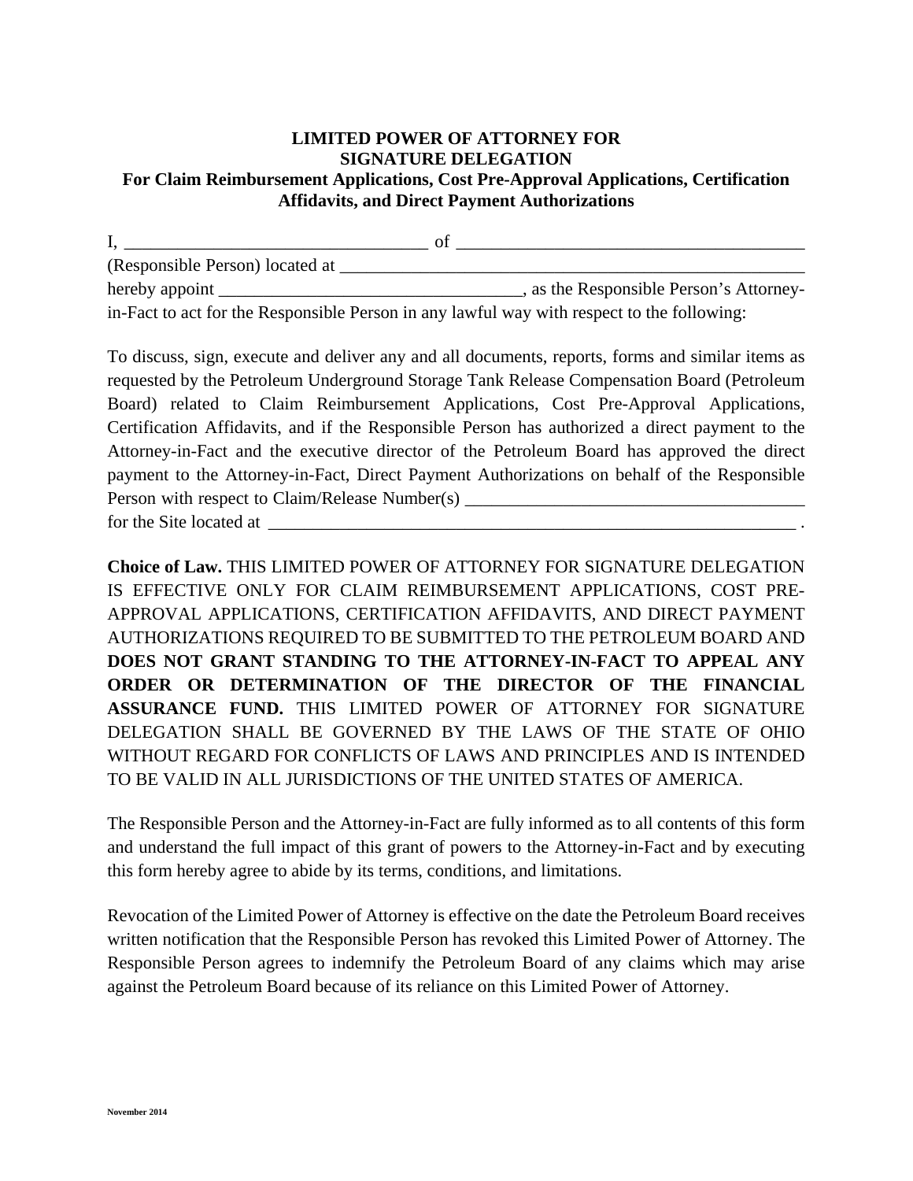**LIMITED POWER OF ATTORNEY FOR SIGNATURE DELEGATION**

**For Claim Reimbursement Applications, Cost Pre-Approval Applications, Certification Affidavits, and Direct Payment Authorizations**

I, __________________________________ of ________________________________________ (Responsible Person) located at ____________________________________________________ hereby appoint __________________________________, as the Responsible Person's Attorney-in-Fact to act for the Responsible Person in any lawful way with respect to the following:

To discuss, sign, execute and deliver any and all documents, reports, forms and similar items as requested by the Petroleum Underground Storage Tank Release Compensation Board (Petroleum Board) related to Claim Reimbursement Applications, Cost Pre-Approval Applications, Certification Affidavits, and if the Responsible Person has authorized a direct payment to the Attorney-in-Fact and the executive director of the Petroleum Board has approved the direct payment to the Attorney-in-Fact, Direct Payment Authorizations on behalf of the Responsible Person with respect to Claim/Release Number(s) ______________________________________ for the Site located at _______________________________________________________________ .

**Choice of Law.** THIS LIMITED POWER OF ATTORNEY FOR SIGNATURE DELEGATION IS EFFECTIVE ONLY FOR CLAIM REIMBURSEMENT APPLICATIONS, COST PRE-APPROVAL APPLICATIONS, CERTIFICATION AFFIDAVITS, AND DIRECT PAYMENT AUTHORIZATIONS REQUIRED TO BE SUBMITTED TO THE PETROLEUM BOARD AND **DOES NOT GRANT STANDING TO THE ATTORNEY-IN-FACT TO APPEAL ANY ORDER OR DETERMINATION OF THE DIRECTOR OF THE FINANCIAL ASSURANCE FUND.** THIS LIMITED POWER OF ATTORNEY FOR SIGNATURE DELEGATION SHALL BE GOVERNED BY THE LAWS OF THE STATE OF OHIO WITHOUT REGARD FOR CONFLICTS OF LAWS AND PRINCIPLES AND IS INTENDED TO BE VALID IN ALL JURISDICTIONS OF THE UNITED STATES OF AMERICA.

The Responsible Person and the Attorney-in-Fact are fully informed as to all contents of this form and understand the full impact of this grant of powers to the Attorney-in-Fact and by executing this form hereby agree to abide by its terms, conditions, and limitations.

Revocation of the Limited Power of Attorney is effective on the date the Petroleum Board receives written notification that the Responsible Person has revoked this Limited Power of Attorney. The Responsible Person agrees to indemnify the Petroleum Board of any claims which may arise against the Petroleum Board because of its reliance on this Limited Power of Attorney.

November 2014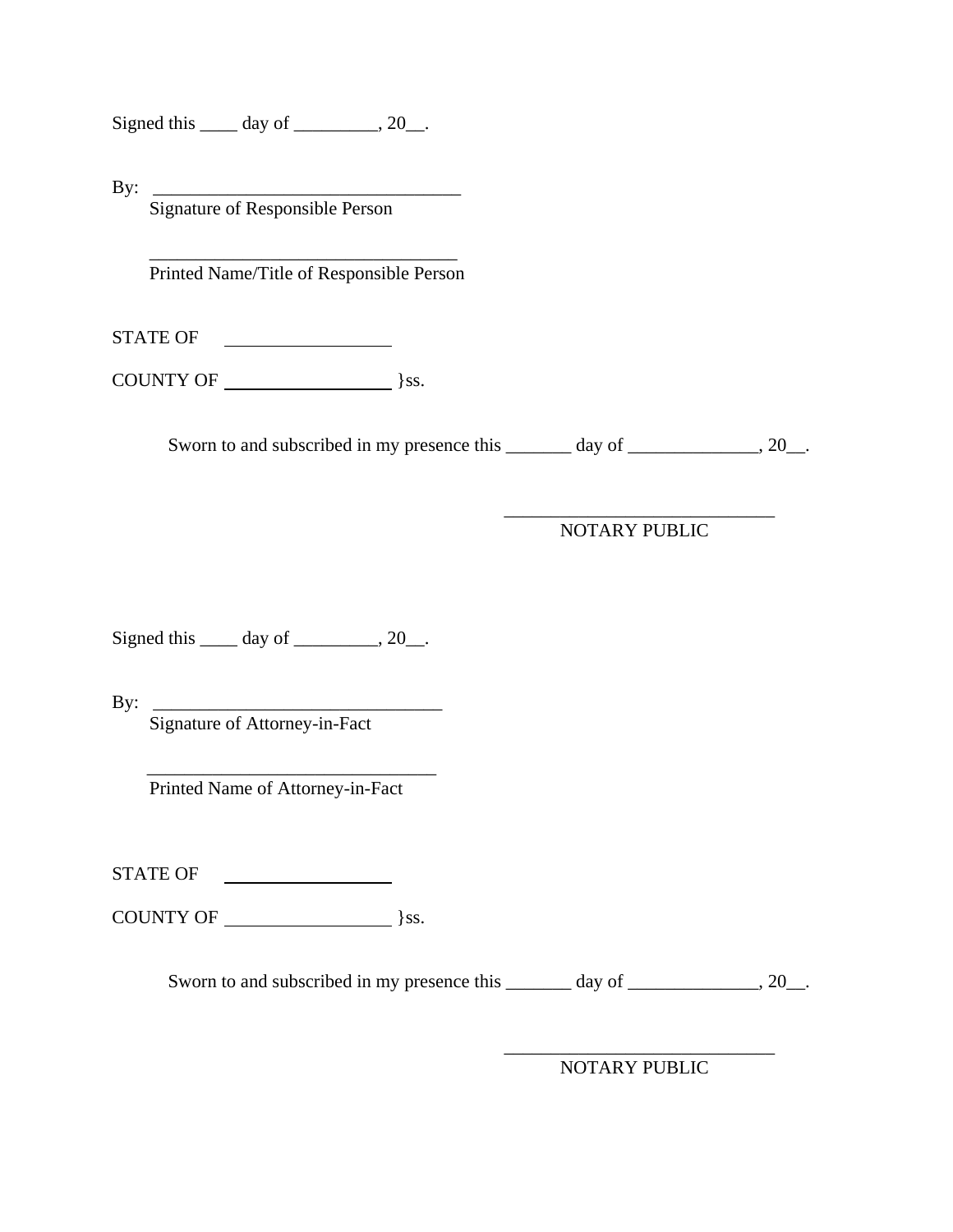Signed this ____ day of _________, 20__.

By: ________________________________

Signature of Responsible Person

________________________________

Printed Name/Title of Responsible Person

STATE OF ________________

COUNTY OF ________________ }ss.

Sworn to and subscribed in my presence this _______ day of ______________, 20__.

______________________________

NOTARY PUBLIC

Signed this ____ day of _________, 20__.

By: ______________________________

Signature of Attorney-in-Fact

______________________________

Printed Name of Attorney-in-Fact

STATE OF ________________

COUNTY OF ________________ }ss.

Sworn to and subscribed in my presence this _______ day of ______________, 20__.

______________________________

NOTARY PUBLIC